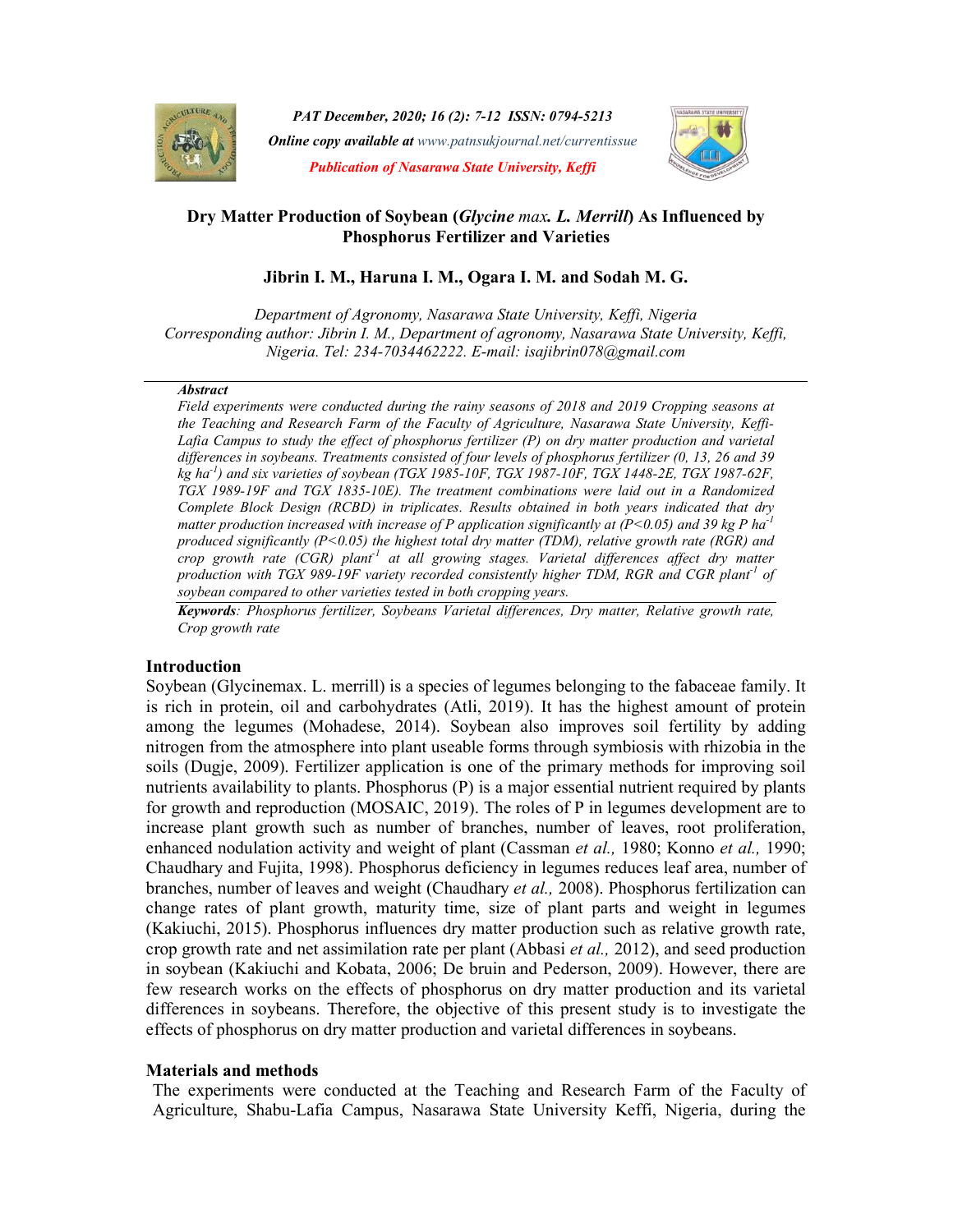# Dry Matter Production of Soybean (*Glycine max. L. Merrill*) As Influenced by Phosphorus Fertilizer and Varieties

**Jibrin I. M., Haruna I. M., Ogara I. M. and Sodah M. G.**

*Department of Agronomy, Nasarawa State University, Keffi, Nigeria*
*Corresponding author: Jibrin I. M., Department of agronomy, Nasarawa State University, Keffi, Nigeria. Tel: 234-7034462222. E-mail: isajibrin078@gmail.com*

***Abstract***

*Field experiments were conducted during the rainy seasons of 2018 and 2019 Cropping seasons at the Teaching and Research Farm of the Faculty of Agriculture, Nasarawa State University, Keffi-Lafia Campus to study the effect of phosphorus fertilizer (P) on dry matter production and varietal differences in soybeans. Treatments consisted of four levels of phosphorus fertilizer (0, 13, 26 and 39 kg ha$^{-1}$) and six varieties of soybean (TGX 1985-10F, TGX 1987-10F, TGX 1448-2E, TGX 1987-62F, TGX 1989-19F and TGX 1835-10E). The treatment combinations were laid out in a Randomized Complete Block Design (RCBD) in triplicates. Results obtained in both years indicated that dry matter production increased with increase of P application significantly at ($P<0.05$) and 39 kg P ha$^{-1}$ produced significantly ($P<0.05$) the highest total dry matter (TDM), relative growth rate (RGR) and crop growth rate (CGR) plant$^{-1}$ at all growing stages. Varietal differences affect dry matter production with TGX 989-19F variety recorded consistently higher TDM, RGR and CGR plant$^{-1}$ of soybean compared to other varieties tested in both cropping years.*

***Keywords****: Phosphorus fertilizer, Soybeans Varietal differences, Dry matter, Relative growth rate, Crop growth rate*

## Introduction

Soybean (Glycinemax. L. merrill) is a species of legumes belonging to the fabaceae family. It is rich in protein, oil and carbohydrates (Atli, 2019). It has the highest amount of protein among the legumes (Mohadese, 2014). Soybean also improves soil fertility by adding nitrogen from the atmosphere into plant useable forms through symbiosis with rhizobia in the soils (Dugje, 2009). Fertilizer application is one of the primary methods for improving soil nutrients availability to plants. Phosphorus (P) is a major essential nutrient required by plants for growth and reproduction (MOSAIC, 2019). The roles of P in legumes development are to increase plant growth such as number of branches, number of leaves, root proliferation, enhanced nodulation activity and weight of plant (Cassman *et al.,* 1980; Konno *et al.,* 1990; Chaudhary and Fujita, 1998). Phosphorus deficiency in legumes reduces leaf area, number of branches, number of leaves and weight (Chaudhary *et al.,* 2008). Phosphorus fertilization can change rates of plant growth, maturity time, size of plant parts and weight in legumes (Kakiuchi, 2015). Phosphorus influences dry matter production such as relative growth rate, crop growth rate and net assimilation rate per plant (Abbasi *et al.,* 2012), and seed production in soybean (Kakiuchi and Kobata, 2006; De bruin and Pederson, 2009). However, there are few research works on the effects of phosphorus on dry matter production and its varietal differences in soybeans. Therefore, the objective of this present study is to investigate the effects of phosphorus on dry matter production and varietal differences in soybeans.

## Materials and methods

The experiments were conducted at the Teaching and Research Farm of the Faculty of Agriculture, Shabu-Lafia Campus, Nasarawa State University Keffi, Nigeria, during the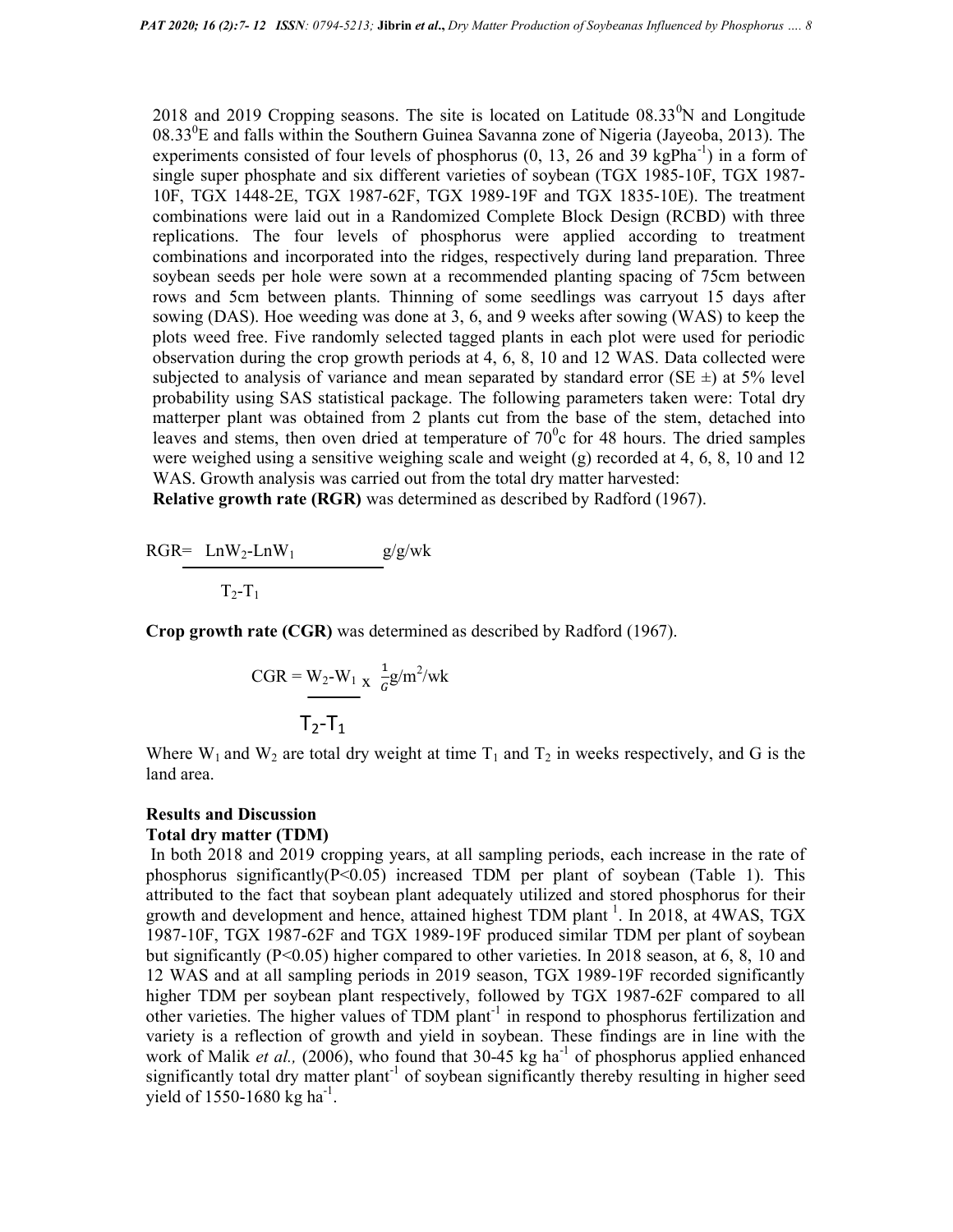2018 and 2019 Cropping seasons. The site is located on Latitude 08.33$^0$N and Longitude 08.33$^0$E and falls within the Southern Guinea Savanna zone of Nigeria (Jayeoba, 2013). The experiments consisted of four levels of phosphorus (0, 13, 26 and 39 kgPha$^{-1}$) in a form of single super phosphate and six different varieties of soybean (TGX 1985-10F, TGX 1987-10F, TGX 1448-2E, TGX 1987-62F, TGX 1989-19F and TGX 1835-10E). The treatment combinations were laid out in a Randomized Complete Block Design (RCBD) with three replications. The four levels of phosphorus were applied according to treatment combinations and incorporated into the ridges, respectively during land preparation. Three soybean seeds per hole were sown at a recommended planting spacing of 75cm between rows and 5cm between plants. Thinning of some seedlings was carryout 15 days after sowing (DAS). Hoe weeding was done at 3, 6, and 9 weeks after sowing (WAS) to keep the plots weed free. Five randomly selected tagged plants in each plot were used for periodic observation during the crop growth periods at 4, 6, 8, 10 and 12 WAS. Data collected were subjected to analysis of variance and mean separated by standard error (SE ±) at 5% level probability using SAS statistical package. The following parameters taken were: Total dry matterper plant was obtained from 2 plants cut from the base of the stem, detached into leaves and stems, then oven dried at temperature of 70$^0$c for 48 hours. The dried samples were weighed using a sensitive weighing scale and weight (g) recorded at 4, 6, 8, 10 and 12 WAS. Growth analysis was carried out from the total dry matter harvested:

**Relative growth rate (RGR)** was determined as described by Radford (1967).

$$RGR = \frac{LnW_2 - LnW_1}{T_2 - T_1} \text{ g/g/wk}$$

**Crop growth rate (CGR)** was determined as described by Radford (1967).

$$CGR = \frac{W_2 - W_1}{T_2 - T_1} \times \frac{1}{G} \text{ g/m}^2\text{/wk}$$

Where $W_1$ and $W_2$ are total dry weight at time $T_1$ and $T_2$ in weeks respectively, and G is the land area.

## Results and Discussion

### Total dry matter (TDM)

In both 2018 and 2019 cropping years, at all sampling periods, each increase in the rate of phosphorus significantly($P<0.05$) increased TDM per plant of soybean (Table 1). This attributed to the fact that soybean plant adequately utilized and stored phosphorus for their growth and development and hence, attained highest TDM plant [1]. In 2018, at 4WAS, TGX 1987-10F, TGX 1987-62F and TGX 1989-19F produced similar TDM per plant of soybean but significantly ($P<0.05$) higher compared to other varieties. In 2018 season, at 6, 8, 10 and 12 WAS and at all sampling periods in 2019 season, TGX 1989-19F recorded significantly higher TDM per soybean plant respectively, followed by TGX 1987-62F compared to all other varieties. The higher values of TDM plant$^{-1}$ in respond to phosphorus fertilization and variety is a reflection of growth and yield in soybean. These findings are in line with the work of Malik *et al.,* (2006), who found that 30-45 kg ha$^{-1}$ of phosphorus applied enhanced significantly total dry matter plant$^{-1}$ of soybean significantly thereby resulting in higher seed yield of 1550-1680 kg ha$^{-1}$.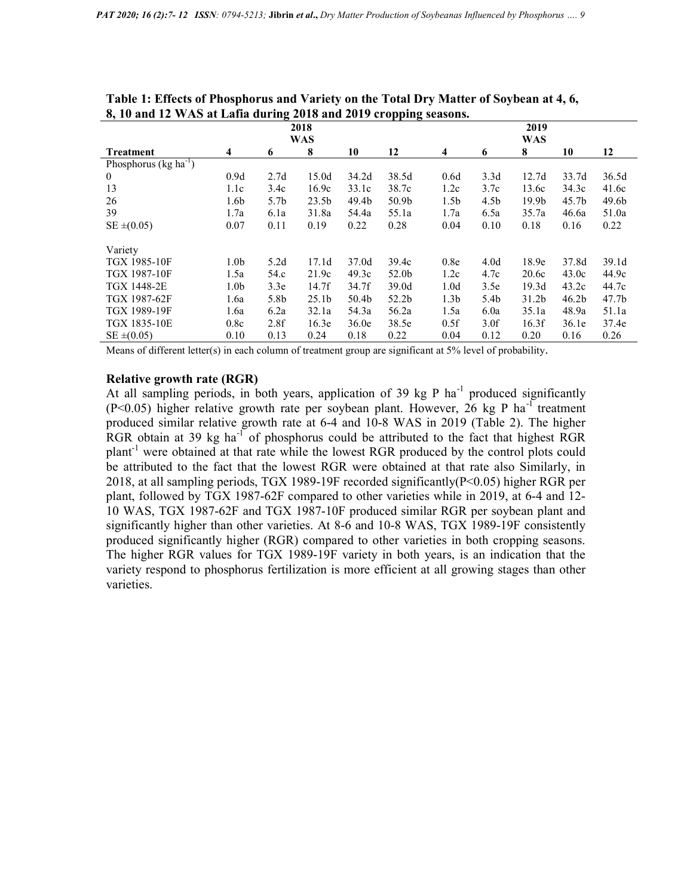**Table 1: Effects of Phosphorus and Variety on the Total Dry Matter of Soybean at 4, 6, 8, 10 and 12 WAS at Lafia during 2018 and 2019 cropping seasons.**

| | 2018 | | | | | 2019 | | | | |
|---|---|---|---|---|---|---|---|---|---|---|
| | WAS | | | | | WAS | | | | |
| **Treatment** | **4** | **6** | **8** | **10** | **12** | **4** | **6** | **8** | **10** | **12** |
| Phosphorus (kg ha$^{-1}$) | | | | | | | | | | |
| 0 | 0.9d | 2.7d | 15.0d | 34.2d | 38.5d | 0.6d | 3.3d | 12.7d | 33.7d | 36.5d |
| 13 | 1.1c | 3.4c | 16.9c | 33.1c | 38.7c | 1.2c | 3.7c | 13.6c | 34.3c | 41.6c |
| 26 | 1.6b | 5.7b | 23.5b | 49.4b | 50.9b | 1.5b | 4.5b | 19.9b | 45.7b | 49.6b |
| 39 | 1.7a | 6.1a | 31.8a | 54.4a | 55.1a | 1.7a | 6.5a | 35.7a | 46.6a | 51.0a |
| SE ±(0.05) | 0.07 | 0.11 | 0.19 | 0.22 | 0.28 | 0.04 | 0.10 | 0.18 | 0.16 | 0.22 |
| Variety | | | | | | | | | | |
| TGX 1985-10F | 1.0b | 5.2d | 17.1d | 37.0d | 39.4c | 0.8e | 4.0d | 18.9e | 37.8d | 39.1d |
| TGX 1987-10F | 1.5a | 54.c | 21.9c | 49.3c | 52.0b | 1.2c | 4.7c | 20.6c | 43.0c | 44.9c |
| TGX 1448-2E | 1.0b | 3.3e | 14.7f | 34.7f | 39.0d | 1.0d | 3.5e | 19.3d | 43.2c | 44.7c |
| TGX 1987-62F | 1.6a | 5.8b | 25.1b | 50.4b | 52.2b | 1.3b | 5.4b | 31.2b | 46.2b | 47.7b |
| TGX 1989-19F | 1.6a | 6.2a | 32.1a | 54.3a | 56.2a | 1.5a | 6.0a | 35.1a | 48.9a | 51.1a |
| TGX 1835-10E | 0.8c | 2.8f | 16.3e | 36.0e | 38.5e | 0.5f | 3.0f | 16.3f | 36.1e | 37.4e |
| SE ±(0.05) | 0.10 | 0.13 | 0.24 | 0.18 | 0.22 | 0.04 | 0.12 | 0.20 | 0.16 | 0.26 |

Means of different letter(s) in each column of treatment group are significant at 5% level of probability.

### Relative growth rate (RGR)

At all sampling periods, in both years, application of 39 kg P ha$^{-1}$ produced significantly ($P<0.05$) higher relative growth rate per soybean plant. However, 26 kg P ha$^{-1}$ treatment produced similar relative growth rate at 6-4 and 10-8 WAS in 2019 (Table 2). The higher RGR obtain at 39 kg ha$^{-1}$ of phosphorus could be attributed to the fact that highest RGR plant$^{-1}$ were obtained at that rate while the lowest RGR produced by the control plots could be attributed to the fact that the lowest RGR were obtained at that rate also Similarly, in 2018, at all sampling periods, TGX 1989-19F recorded significantly($P<0.05$) higher RGR per plant, followed by TGX 1987-62F compared to other varieties while in 2019, at 6-4 and 12-10 WAS, TGX 1987-62F and TGX 1987-10F produced similar RGR per soybean plant and significantly higher than other varieties. At 8-6 and 10-8 WAS, TGX 1989-19F consistently produced significantly higher (RGR) compared to other varieties in both cropping seasons. The higher RGR values for TGX 1989-19F variety in both years, is an indication that the variety respond to phosphorus fertilization is more efficient at all growing stages than other varieties.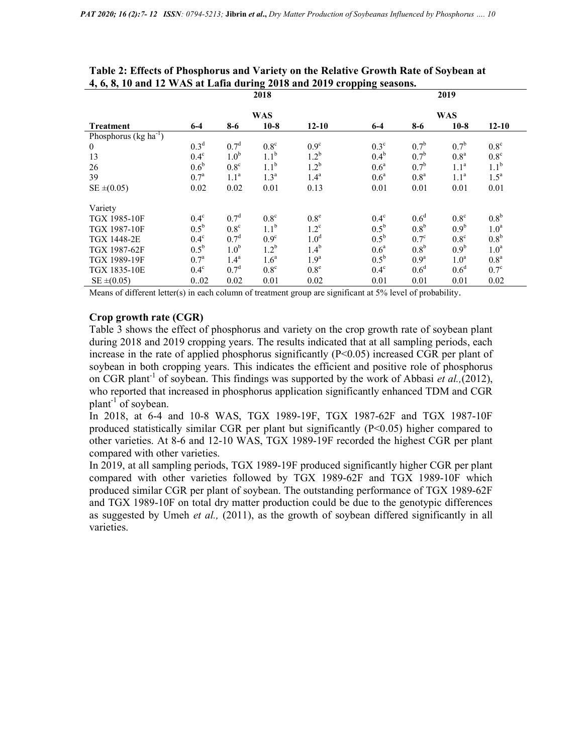**Table 2: Effects of Phosphorus and Variety on the Relative Growth Rate of Soybean at 4, 6, 8, 10 and 12 WAS at Lafia during 2018 and 2019 cropping seasons.**

| | 2018 | | | | 2019 | | | |
|---|---|---|---|---|---|---|---|---|
| | WAS | | | | WAS | | | |
| **Treatment** | **6-4** | **8-6** | **10-8** | **12-10** | **6-4** | **8-6** | **10-8** | **12-10** |
| Phosphorus (kg ha$^{-1}$) | | | | | | | | |
| 0 | 0.3$^{d}$ | 0.7$^{d}$ | 0.8$^{c}$ | 0.9$^{c}$ | 0.3$^{c}$ | 0.7$^{b}$ | 0.7$^{b}$ | 0.8$^{c}$ |
| 13 | 0.4$^{c}$ | 1.0$^{b}$ | 1.1$^{b}$ | 1.2$^{b}$ | 0.4$^{b}$ | 0.7$^{b}$ | 0.8$^{a}$ | 0.8$^{c}$ |
| 26 | 0.6$^{b}$ | 0.8$^{c}$ | 1.1$^{b}$ | 1.2$^{b}$ | 0.6$^{a}$ | 0.7$^{b}$ | 1.1$^{a}$ | 1.1$^{b}$ |
| 39 | 0.7$^{a}$ | 1.1$^{a}$ | 1.3$^{a}$ | 1.4$^{a}$ | 0.6$^{a}$ | 0.8$^{a}$ | 1.1$^{a}$ | 1.5$^{a}$ |
| SE ±(0.05) | 0.02 | 0.02 | 0.01 | 0.13 | 0.01 | 0.01 | 0.01 | 0.01 |
| Variety | | | | | | | | |
| TGX 1985-10F | 0.4$^{c}$ | 0.7$^{d}$ | 0.8$^{c}$ | 0.8$^{e}$ | 0.4$^{c}$ | 0.6$^{d}$ | 0.8$^{c}$ | 0.8$^{b}$ |
| TGX 1987-10F | 0.5$^{b}$ | 0.8$^{c}$ | 1.1$^{b}$ | 1.2$^{c}$ | 0.5$^{b}$ | 0.8$^{b}$ | 0.9$^{b}$ | 1.0$^{a}$ |
| TGX 1448-2E | 0.4$^{c}$ | 0.7$^{d}$ | 0.9$^{c}$ | 1.0$^{d}$ | 0.5$^{b}$ | 0.7$^{c}$ | 0.8$^{c}$ | 0.8$^{b}$ |
| TGX 1987-62F | 0.5$^{b}$ | 1.0$^{b}$ | 1.2$^{b}$ | 1.4$^{b}$ | 0.6$^{a}$ | 0.8$^{b}$ | 0.9$^{b}$ | 1.0$^{a}$ |
| TGX 1989-19F | 0.7$^{a}$ | 1.4$^{a}$ | 1.6$^{a}$ | 1.9$^{a}$ | 0.5$^{b}$ | 0.9$^{a}$ | 1.0$^{a}$ | 0.8$^{a}$ |
| TGX 1835-10E | 0.4$^{c}$ | 0.7$^{d}$ | 0.8$^{c}$ | 0.8$^{e}$ | 0.4$^{c}$ | 0.6$^{d}$ | 0.6$^{d}$ | 0.7$^{c}$ |
| SE ±(0.05) | 0..02 | 0.02 | 0.01 | 0.02 | 0.01 | 0.01 | 0.01 | 0.02 |

Means of different letter(s) in each column of treatment group are significant at 5% level of probability.

### Crop growth rate (CGR)

Table 3 shows the effect of phosphorus and variety on the crop growth rate of soybean plant during 2018 and 2019 cropping years. The results indicated that at all sampling periods, each increase in the rate of applied phosphorus significantly (P<0.05) increased CGR per plant of soybean in both cropping years. This indicates the efficient and positive role of phosphorus on CGR plant$^{-1}$ of soybean. This findings was supported by the work of Abbasi *et al.,*(2012), who reported that increased in phosphorus application significantly enhanced TDM and CGR plant$^{-1}$ of soybean.

In 2018, at 6-4 and 10-8 WAS, TGX 1989-19F, TGX 1987-62F and TGX 1987-10F produced statistically similar CGR per plant but significantly (P<0.05) higher compared to other varieties. At 8-6 and 12-10 WAS, TGX 1989-19F recorded the highest CGR per plant compared with other varieties.

In 2019, at all sampling periods, TGX 1989-19F produced significantly higher CGR per plant compared with other varieties followed by TGX 1989-62F and TGX 1989-10F which produced similar CGR per plant of soybean. The outstanding performance of TGX 1989-62F and TGX 1989-10F on total dry matter production could be due to the genotypic differences as suggested by Umeh *et al.,* (2011), as the growth of soybean differed significantly in all varieties.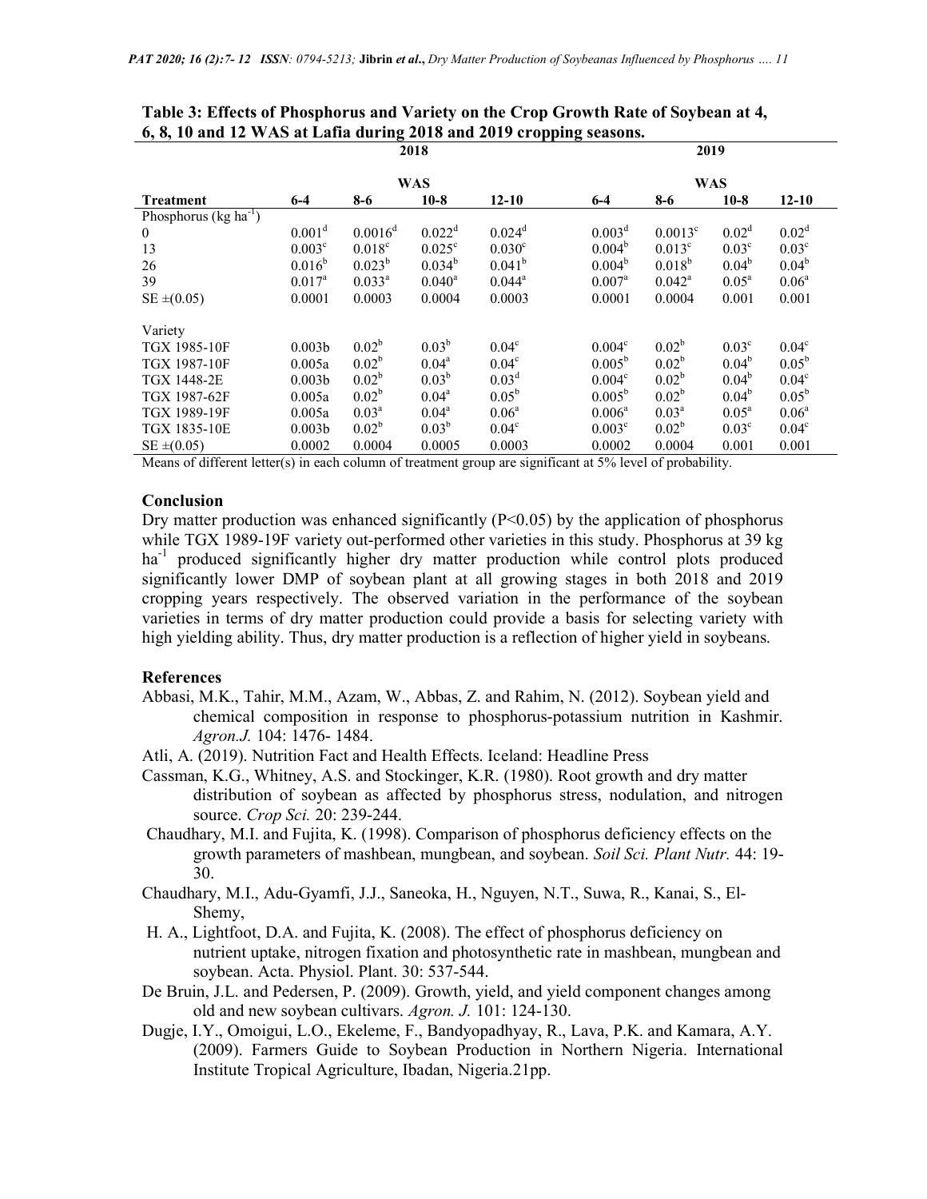**Table 3: Effects of Phosphorus and Variety on the Crop Growth Rate of Soybean at 4, 6, 8, 10 and 12 WAS at Lafia during 2018 and 2019 cropping seasons.**

| | 2018 | | | | 2019 | | | |
|---|---|---|---|---|---|---|---|---|
| | WAS | | | | WAS | | | |
| **Treatment** | **6-4** | **8-6** | **10-8** | **12-10** | **6-4** | **8-6** | **10-8** | **12-10** |
| Phosphorus (kg ha$^{-1}$) | | | | | | | | |
| 0 | 0.001$^{d}$ | 0.0016$^{d}$ | 0.022$^{d}$ | 0.024$^{d}$ | 0.003$^{d}$ | 0.0013$^{c}$ | 0.02$^{d}$ | 0.02$^{d}$ |
| 13 | 0.003$^{c}$ | 0.018$^{c}$ | 0.025$^{c}$ | 0.030$^{c}$ | 0.004$^{b}$ | 0.013$^{c}$ | 0.03$^{c}$ | 0.03$^{c}$ |
| 26 | 0.016$^{b}$ | 0.023$^{b}$ | 0.034$^{b}$ | 0.041$^{b}$ | 0.004$^{b}$ | 0.018$^{b}$ | 0.04$^{b}$ | 0.04$^{b}$ |
| 39 | 0.017$^{a}$ | 0.033$^{a}$ | 0.040$^{a}$ | 0.044$^{a}$ | 0.007$^{a}$ | 0.042$^{a}$ | 0.05$^{a}$ | 0.06$^{a}$ |
| SE ±(0.05) | 0.0001 | 0.0003 | 0.0004 | 0.0003 | 0.0001 | 0.0004 | 0.001 | 0.001 |
| Variety | | | | | | | | |
| TGX 1985-10F | 0.003b | 0.02$^{b}$ | 0.03$^{b}$ | 0.04$^{c}$ | 0.004$^{c}$ | 0.02$^{b}$ | 0.03$^{c}$ | 0.04$^{c}$ |
| TGX 1987-10F | 0.005a | 0.02$^{b}$ | 0.04$^{a}$ | 0.04$^{c}$ | 0.005$^{b}$ | 0.02$^{b}$ | 0.04$^{b}$ | 0.05$^{b}$ |
| TGX 1448-2E | 0.003b | 0.02$^{b}$ | 0.03$^{b}$ | 0.03$^{d}$ | 0.004$^{c}$ | 0.02$^{b}$ | 0.04$^{b}$ | 0.04$^{c}$ |
| TGX 1987-62F | 0.005a | 0.02$^{b}$ | 0.04$^{a}$ | 0.05$^{b}$ | 0.005$^{b}$ | 0.02$^{b}$ | 0.04$^{b}$ | 0.05$^{b}$ |
| TGX 1989-19F | 0.005a | 0.03$^{a}$ | 0.04$^{a}$ | 0.06$^{a}$ | 0.006$^{a}$ | 0.03$^{a}$ | 0.05$^{a}$ | 0.06$^{a}$ |
| TGX 1835-10E | 0.003b | 0.02$^{b}$ | 0.03$^{b}$ | 0.04$^{c}$ | 0.003$^{c}$ | 0.02$^{b}$ | 0.03$^{c}$ | 0.04$^{c}$ |
| SE ±(0.05) | 0.0002 | 0.0004 | 0.0005 | 0.0003 | 0.0002 | 0.0004 | 0.001 | 0.001 |

Means of different letter(s) in each column of treatment group are significant at 5% level of probability.

## Conclusion

Dry matter production was enhanced significantly ($P<0.05$) by the application of phosphorus while TGX 1989-19F variety out-performed other varieties in this study. Phosphorus at 39 kg ha$^{-1}$ produced significantly higher dry matter production while control plots produced significantly lower DMP of soybean plant at all growing stages in both 2018 and 2019 cropping years respectively. The observed variation in the performance of the soybean varieties in terms of dry matter production could provide a basis for selecting variety with high yielding ability. Thus, dry matter production is a reflection of higher yield in soybeans.

## References

Abbasi, M.K., Tahir, M.M., Azam, W., Abbas, Z. and Rahim, N. (2012). Soybean yield and chemical composition in response to phosphorus-potassium nutrition in Kashmir. *Agron.J.* 104: 1476- 1484.

Atli, A. (2019). Nutrition Fact and Health Effects. Iceland: Headline Press

Cassman, K.G., Whitney, A.S. and Stockinger, K.R. (1980). Root growth and dry matter distribution of soybean as affected by phosphorus stress, nodulation, and nitrogen source. *Crop Sci.* 20: 239-244.

Chaudhary, M.I. and Fujita, K. (1998). Comparison of phosphorus deficiency effects on the growth parameters of mashbean, mungbean, and soybean. *Soil Sci. Plant Nutr.* 44: 19-30.

Chaudhary, M.I., Adu-Gyamfi, J.J., Saneoka, H., Nguyen, N.T., Suwa, R., Kanai, S., El-Shemy,

H. A., Lightfoot, D.A. and Fujita, K. (2008). The effect of phosphorus deficiency on nutrient uptake, nitrogen fixation and photosynthetic rate in mashbean, mungbean and soybean. Acta. Physiol. Plant. 30: 537-544.

De Bruin, J.L. and Pedersen, P. (2009). Growth, yield, and yield component changes among old and new soybean cultivars. *Agron. J.* 101: 124-130.

Dugje, I.Y., Omoigui, L.O., Ekeleme, F., Bandyopadhyay, R., Lava, P.K. and Kamara, A.Y. (2009). Farmers Guide to Soybean Production in Northern Nigeria. International Institute Tropical Agriculture, Ibadan, Nigeria.21pp.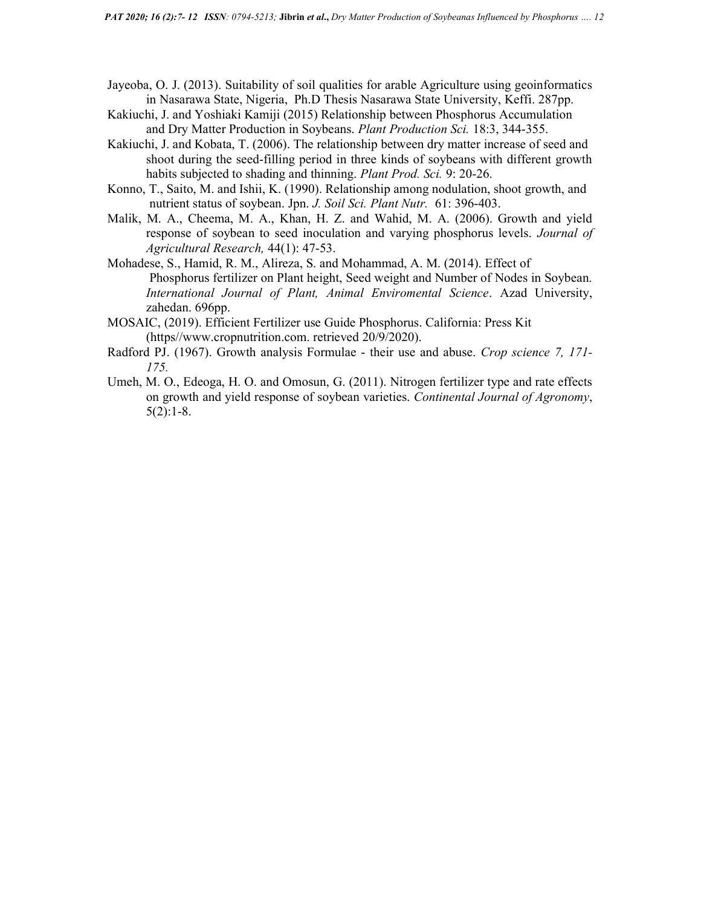Jayeoba, O. J. (2013). Suitability of soil qualities for arable Agriculture using geoinformatics in Nasarawa State, Nigeria, Ph.D Thesis Nasarawa State University, Keffi. 287pp.

Kakiuchi, J. and Yoshiaki Kamiji (2015) Relationship between Phosphorus Accumulation and Dry Matter Production in Soybeans. *Plant Production Sci.* 18:3, 344-355.

Kakiuchi, J. and Kobata, T. (2006). The relationship between dry matter increase of seed and shoot during the seed-filling period in three kinds of soybeans with different growth habits subjected to shading and thinning. *Plant Prod. Sci.* 9: 20-26.

Konno, T., Saito, M. and Ishii, K. (1990). Relationship among nodulation, shoot growth, and nutrient status of soybean. Jpn. *J. Soil Sci. Plant Nutr.* 61: 396-403.

Malik, M. A., Cheema, M. A., Khan, H. Z. and Wahid, M. A. (2006). Growth and yield response of soybean to seed inoculation and varying phosphorus levels. *Journal of Agricultural Research,* 44(1): 47-53.

Mohadese, S., Hamid, R. M., Alireza, S. and Mohammad, A. M. (2014). Effect of Phosphorus fertilizer on Plant height, Seed weight and Number of Nodes in Soybean. *International Journal of Plant, Animal Enviromental Science*. Azad University, zahedan. 696pp.

MOSAIC, (2019). Efficient Fertilizer use Guide Phosphorus. California: Press Kit (https//www.cropnutrition.com. retrieved 20/9/2020).

Radford PJ. (1967). Growth analysis Formulae - their use and abuse. *Crop science 7, 171-175.*

Umeh, M. O., Edeoga, H. O. and Omosun, G. (2011). Nitrogen fertilizer type and rate effects on growth and yield response of soybean varieties. *Continental Journal of Agronomy*, 5(2):1-8.